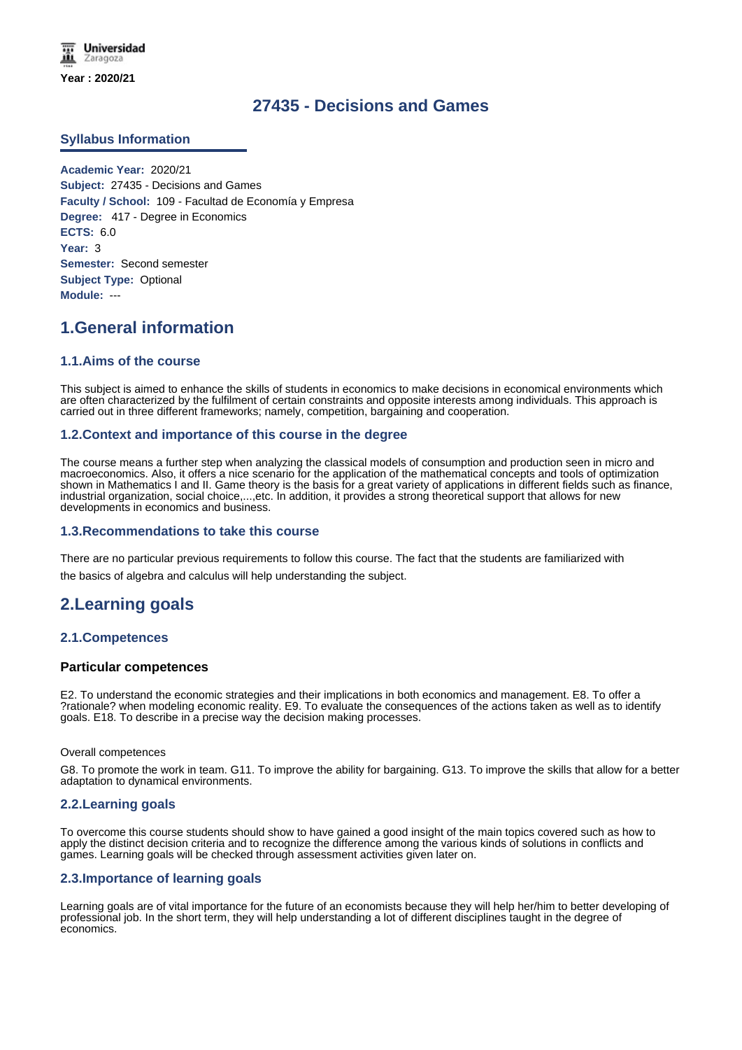Universidad Zaragoza

**Year : 2020/21**

# 27435 - Decisions and Games

## Syllabus Information

**Academic Year:** 2020/21
**Subject:** 27435 - Decisions and Games
**Faculty / School:** 109 - Facultad de Economía y Empresa
**Degree:** 417 - Degree in Economics
**ECTS:** 6.0
**Year:** 3
**Semester:** Second semester
**Subject Type:** Optional
**Module:** ---

## 1.General information

### 1.1.Aims of the course

This subject is aimed to enhance the skills of students in economics to make decisions in economical environments which are often characterized by the fulfilment of certain constraints and opposite interests among individuals. This approach is carried out in three different frameworks; namely, competition, bargaining and cooperation.

### 1.2.Context and importance of this course in the degree

The course means a further step when analyzing the classical models of consumption and production seen in micro and macroeconomics. Also, it offers a nice scenario for the application of the mathematical concepts and tools of optimization shown in Mathematics I and II. Game theory is the basis for a great variety of applications in different fields such as finance, industrial organization, social choice,...,etc. In addition, it provides a strong theoretical support that allows for new developments in economics and business.

### 1.3.Recommendations to take this course

There are no particular previous requirements to follow this course. The fact that the students are familiarized with the basics of algebra and calculus will help understanding the subject.

## 2.Learning goals

### 2.1.Competences

#### Particular competences

E2. To understand the economic strategies and their implications in both economics and management. E8. To offer a ?rationale? when modeling economic reality. E9. To evaluate the consequences of the actions taken as well as to identify goals. E18. To describe in a precise way the decision making processes.

Overall competences

G8. To promote the work in team. G11. To improve the ability for bargaining. G13. To improve the skills that allow for a better adaptation to dynamical environments.

### 2.2.Learning goals

To overcome this course students should show to have gained a good insight of the main topics covered such as how to apply the distinct decision criteria and to recognize the difference among the various kinds of solutions in conflicts and games. Learning goals will be checked through assessment activities given later on.

### 2.3.Importance of learning goals

Learning goals are of vital importance for the future of an economists because they will help her/him to better developing of professional job. In the short term, they will help understanding a lot of different disciplines taught in the degree of economics.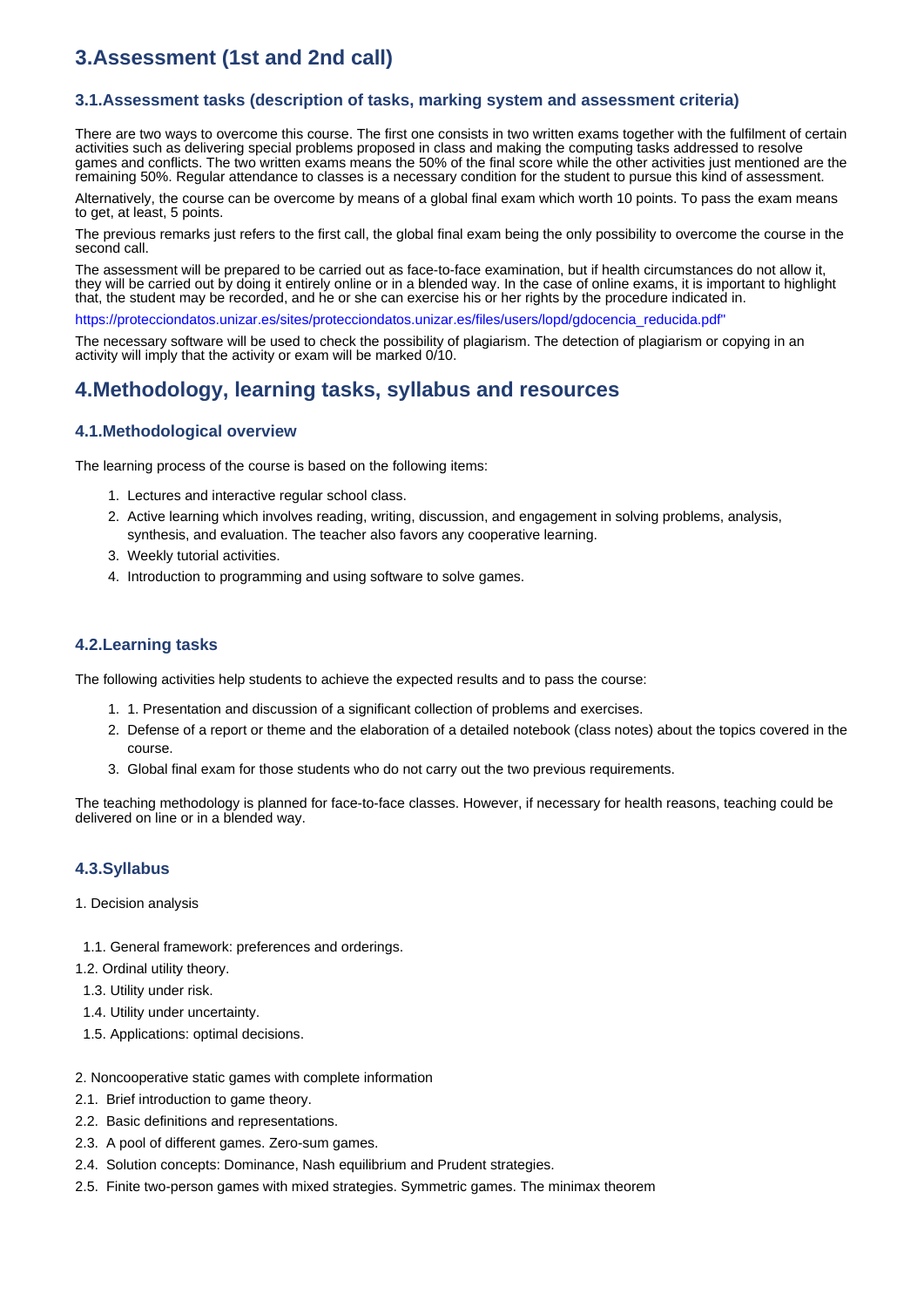## 3.Assessment (1st and 2nd call)

### 3.1.Assessment tasks (description of tasks, marking system and assessment criteria)

There are two ways to overcome this course. The first one consists in two written exams together with the fulfilment of certain activities such as delivering special problems proposed in class and making the computing tasks addressed to resolve games and conflicts. The two written exams means the 50% of the final score while the other activities just mentioned are the remaining 50%. Regular attendance to classes is a necessary condition for the student to pursue this kind of assessment.

Alternatively, the course can be overcome by means of a global final exam which worth 10 points. To pass the exam means to get, at least, 5 points.

The previous remarks just refers to the first call, the global final exam being the only possibility to overcome the course in the second call.

The assessment will be prepared to be carried out as face-to-face examination, but if health circumstances do not allow it, they will be carried out by doing it entirely online or in a blended way. In the case of online exams, it is important to highlight that, the student may be recorded, and he or she can exercise his or her rights by the procedure indicated in.

https://protecciondatos.unizar.es/sites/protecciondatos.unizar.es/files/users/lopd/gdocencia_reducida.pdf"

The necessary software will be used to check the possibility of plagiarism. The detection of plagiarism or copying in an activity will imply that the activity or exam will be marked 0/10.

## 4.Methodology, learning tasks, syllabus and resources

### 4.1.Methodological overview

The learning process of the course is based on the following items:

1. Lectures and interactive regular school class.
2. Active learning which involves reading, writing, discussion, and engagement in solving problems, analysis, synthesis, and evaluation. The teacher also favors any cooperative learning.
3. Weekly tutorial activities.
4. Introduction to programming and using software to solve games.

### 4.2.Learning tasks

The following activities help students to achieve the expected results and to pass the course:

1. 1. Presentation and discussion of a significant collection of problems and exercises.
2. Defense of a report or theme and the elaboration of a detailed notebook (class notes) about the topics covered in the course.
3. Global final exam for those students who do not carry out the two previous requirements.

The teaching methodology is planned for face-to-face classes. However, if necessary for health reasons, teaching could be delivered on line or in a blended way.

### 4.3.Syllabus

1. Decision analysis

1.1. General framework: preferences and orderings.
1.2. Ordinal utility theory.
1.3. Utility under risk.
1.4. Utility under uncertainty.
1.5. Applications: optimal decisions.

2. Noncooperative static games with complete information
2.1. Brief introduction to game theory.
2.2. Basic definitions and representations.
2.3. A pool of different games. Zero-sum games.
2.4. Solution concepts: Dominance, Nash equilibrium and Prudent strategies.
2.5. Finite two-person games with mixed strategies. Symmetric games. The minimax theorem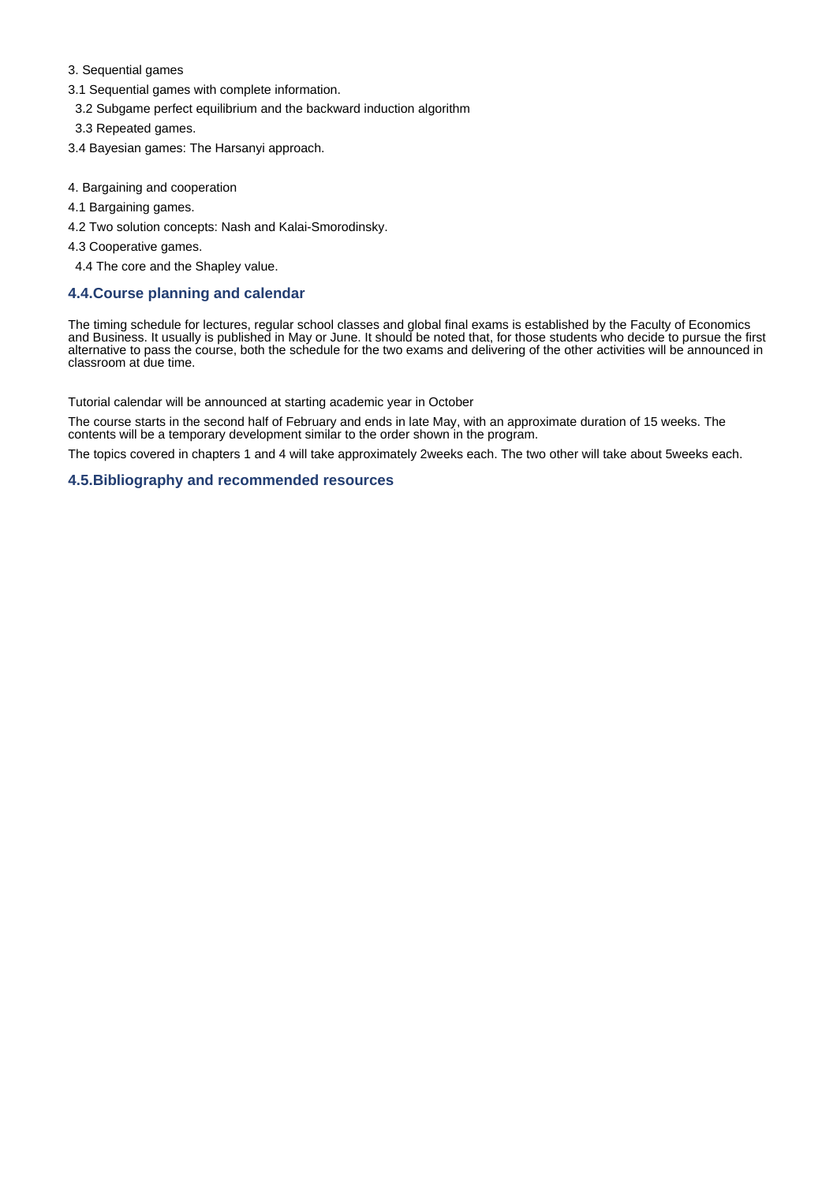3. Sequential games

3.1 Sequential games with complete information.

3.2 Subgame perfect equilibrium and the backward induction algorithm

3.3 Repeated games.

3.4 Bayesian games: The Harsanyi approach.

4. Bargaining and cooperation

4.1 Bargaining games.

4.2 Two solution concepts: Nash and Kalai-Smorodinsky.

4.3 Cooperative games.

4.4 The core and the Shapley value.

## 4.4.Course planning and calendar

The timing schedule for lectures, regular school classes and global final exams is established by the Faculty of Economics and Business. It usually is published in May or June. It should be noted that, for those students who decide to pursue the first alternative to pass the course, both the schedule for the two exams and delivering of the other activities will be announced in classroom at due time.

Tutorial calendar will be announced at starting academic year in October

The course starts in the second half of February and ends in late May, with an approximate duration of 15 weeks. The contents will be a temporary development similar to the order shown in the program.

The topics covered in chapters 1 and 4 will take approximately 2weeks each. The two other will take about 5weeks each.

## 4.5.Bibliography and recommended resources